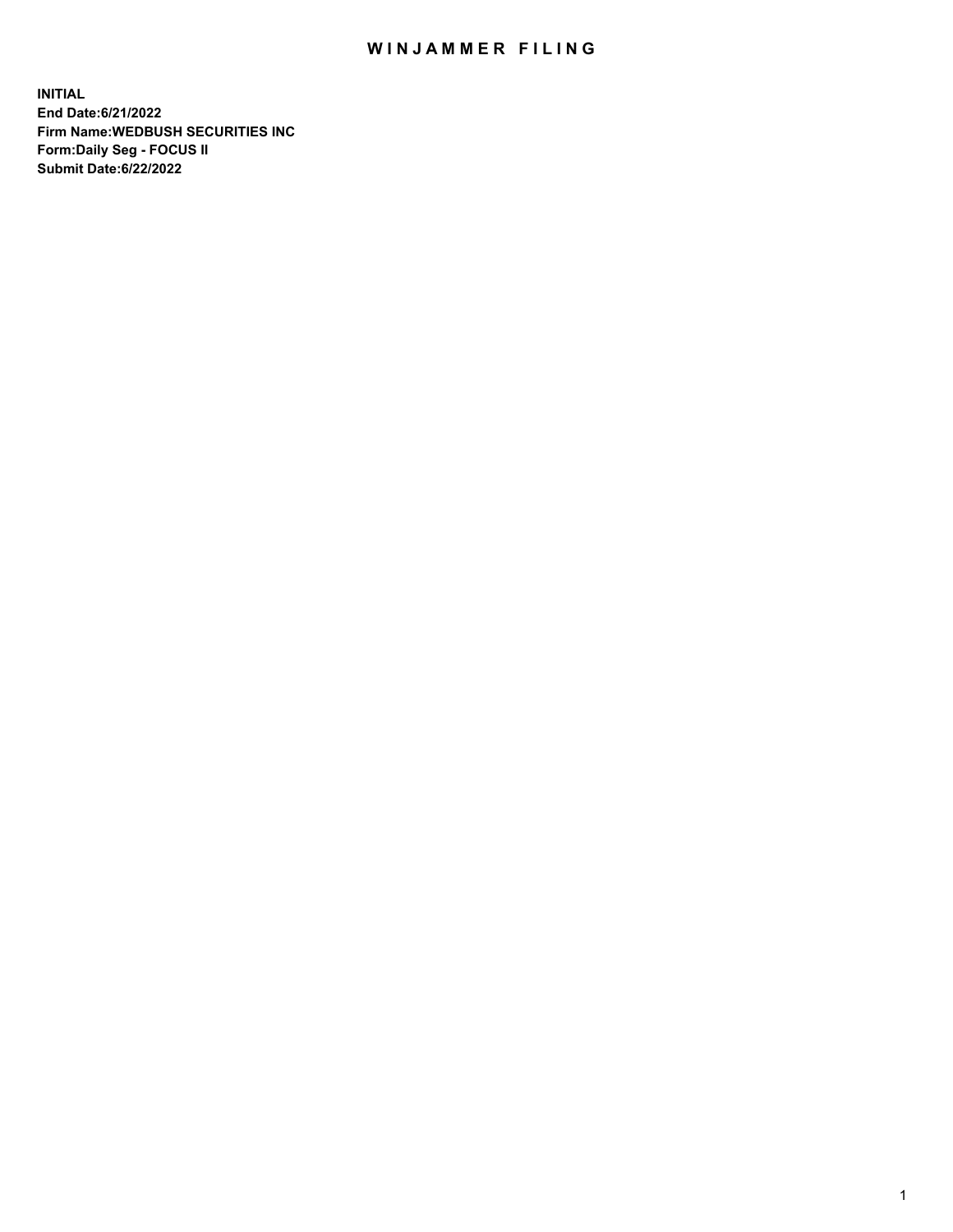# WINJAMMER FILING

**INITIAL**
**End Date:6/21/2022**
**Firm Name:WEDBUSH SECURITIES INC**
**Form:Daily Seg - FOCUS II**
**Submit Date:6/22/2022**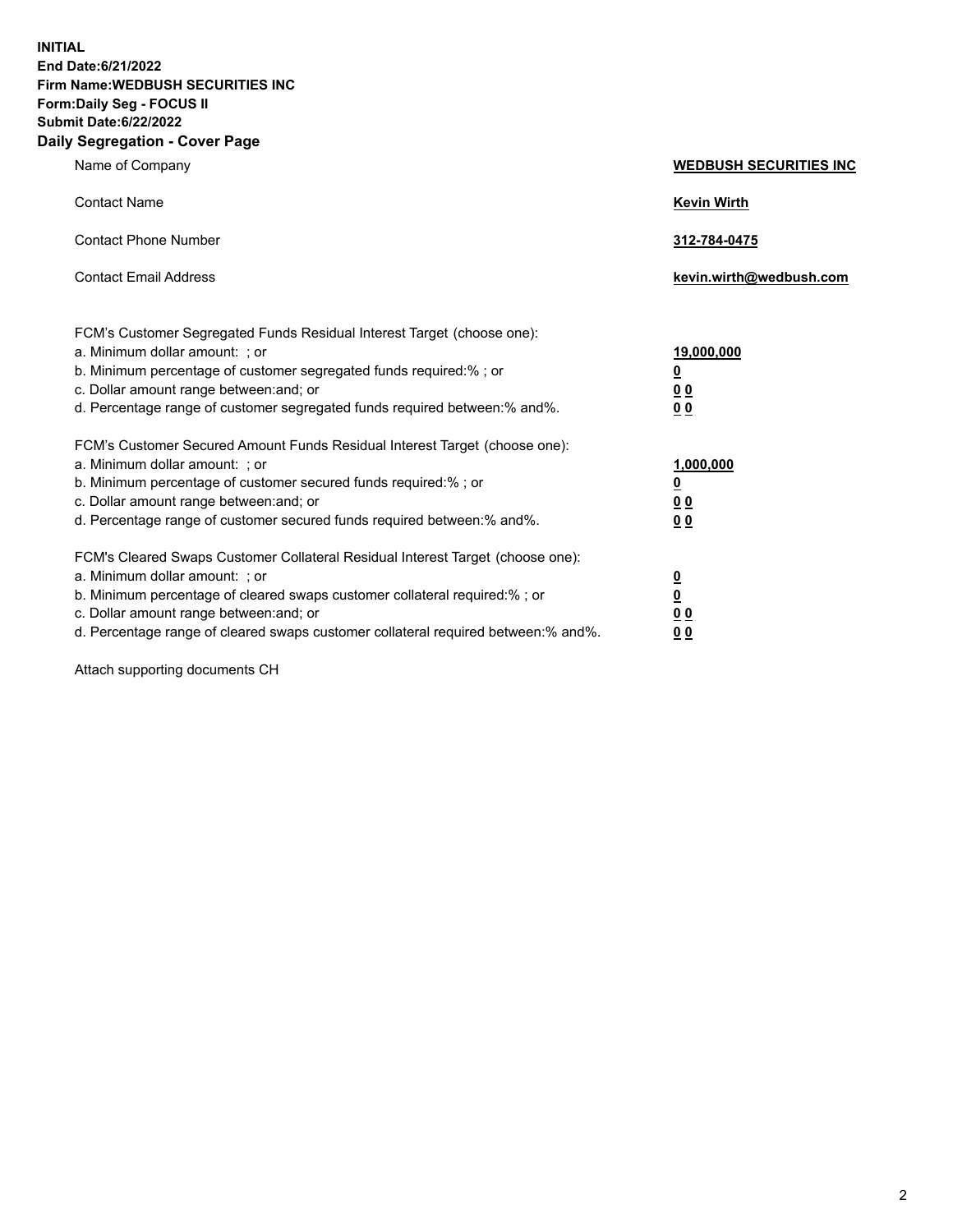**INITIAL**
**End Date:6/21/2022**
**Firm Name:WEDBUSH SECURITIES INC**
**Form:Daily Seg - FOCUS II**
**Submit Date:6/22/2022**

## Daily Segregation - Cover Page

| | |
|---|---|
| Name of Company | **WEDBUSH SECURITIES INC** |
| Contact Name | **Kevin Wirth** |
| Contact Phone Number | **312-784-0475** |
| Contact Email Address | **kevin.wirth@wedbush.com** |

| | |
|---|---|
| FCM's Customer Segregated Funds Residual Interest Target (choose one): | |
| a. Minimum dollar amount: ; or | **19,000,000** |
| b. Minimum percentage of customer segregated funds required:% ; or | **0** |
| c. Dollar amount range between:and; or | **0 0** |
| d. Percentage range of customer segregated funds required between:% and%. | **0 0** |
| FCM's Customer Secured Amount Funds Residual Interest Target (choose one): | |
| a. Minimum dollar amount: ; or | **1,000,000** |
| b. Minimum percentage of customer secured funds required:% ; or | **0** |
| c. Dollar amount range between:and; or | **0 0** |
| d. Percentage range of customer secured funds required between:% and%. | **0 0** |
| FCM's Cleared Swaps Customer Collateral Residual Interest Target (choose one): | |
| a. Minimum dollar amount: ; or | **0** |
| b. Minimum percentage of cleared swaps customer collateral required:% ; or | **0** |
| c. Dollar amount range between:and; or | **0 0** |
| d. Percentage range of cleared swaps customer collateral required between:% and%. | **0 0** |

Attach supporting documents CH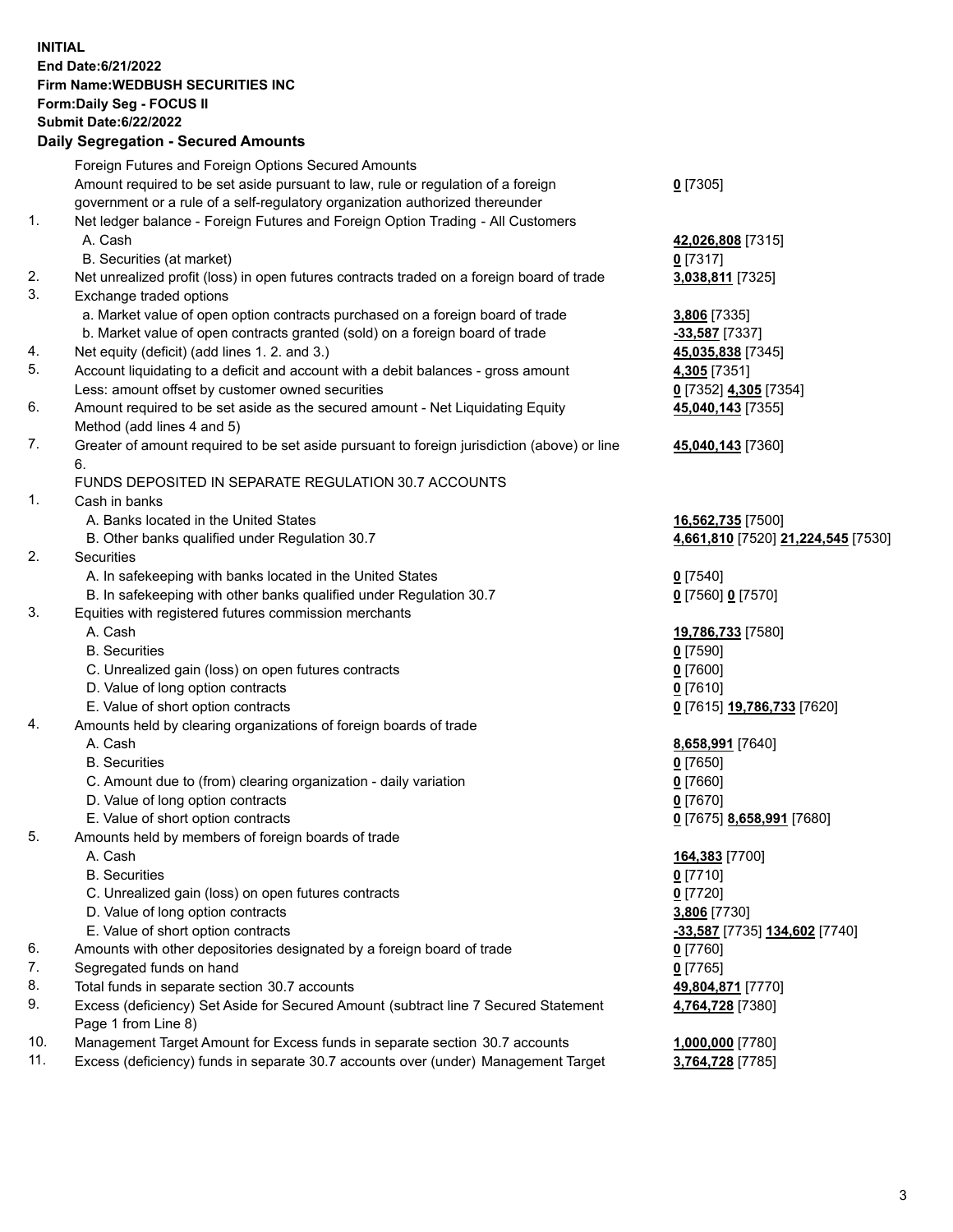**INITIAL**
**End Date:6/21/2022**
**Firm Name:WEDBUSH SECURITIES INC**
**Form:Daily Seg - FOCUS II**
**Submit Date:6/22/2022**

**Daily Segregation - Secured Amounts**

| | | |
|---|---|---|
| | Foreign Futures and Foreign Options Secured Amounts | |
| | Amount required to be set aside pursuant to law, rule or regulation of a foreign government or a rule of a self-regulatory organization authorized thereunder | **0** [7305] |
| 1. | Net ledger balance - Foreign Futures and Foreign Option Trading - All Customers | |
| | A. Cash | **42,026,808** [7315] |
| | B. Securities (at market) | **0** [7317] |
| 2. | Net unrealized profit (loss) in open futures contracts traded on a foreign board of trade | **3,038,811** [7325] |
| 3. | Exchange traded options | |
| | a. Market value of open option contracts purchased on a foreign board of trade | **3,806** [7335] |
| | b. Market value of open contracts granted (sold) on a foreign board of trade | **-33,587** [7337] |
| 4. | Net equity (deficit) (add lines 1. 2. and 3.) | **45,035,838** [7345] |
| 5. | Account liquidating to a deficit and account with a debit balances - gross amount | **4,305** [7351] |
| | Less: amount offset by customer owned securities | **0** [7352] **4,305** [7354] |
| 6. | Amount required to be set aside as the secured amount - Net Liquidating Equity Method (add lines 4 and 5) | **45,040,143** [7355] |
| 7. | Greater of amount required to be set aside pursuant to foreign jurisdiction (above) or line 6. | **45,040,143** [7360] |
| | FUNDS DEPOSITED IN SEPARATE REGULATION 30.7 ACCOUNTS | |
| 1. | Cash in banks | |
| | A. Banks located in the United States | **16,562,735** [7500] |
| | B. Other banks qualified under Regulation 30.7 | **4,661,810** [7520] **21,224,545** [7530] |
| 2. | Securities | |
| | A. In safekeeping with banks located in the United States | **0** [7540] |
| | B. In safekeeping with other banks qualified under Regulation 30.7 | **0** [7560] **0** [7570] |
| 3. | Equities with registered futures commission merchants | |
| | A. Cash | **19,786,733** [7580] |
| | B. Securities | **0** [7590] |
| | C. Unrealized gain (loss) on open futures contracts | **0** [7600] |
| | D. Value of long option contracts | **0** [7610] |
| | E. Value of short option contracts | **0** [7615] **19,786,733** [7620] |
| 4. | Amounts held by clearing organizations of foreign boards of trade | |
| | A. Cash | **8,658,991** [7640] |
| | B. Securities | **0** [7650] |
| | C. Amount due to (from) clearing organization - daily variation | **0** [7660] |
| | D. Value of long option contracts | **0** [7670] |
| | E. Value of short option contracts | **0** [7675] **8,658,991** [7680] |
| 5. | Amounts held by members of foreign boards of trade | |
| | A. Cash | **164,383** [7700] |
| | B. Securities | **0** [7710] |
| | C. Unrealized gain (loss) on open futures contracts | **0** [7720] |
| | D. Value of long option contracts | **3,806** [7730] |
| | E. Value of short option contracts | **-33,587** [7735] **134,602** [7740] |
| 6. | Amounts with other depositories designated by a foreign board of trade | **0** [7760] |
| 7. | Segregated funds on hand | **0** [7765] |
| 8. | Total funds in separate section 30.7 accounts | **49,804,871** [7770] |
| 9. | Excess (deficiency) Set Aside for Secured Amount (subtract line 7 Secured Statement Page 1 from Line 8) | **4,764,728** [7380] |
| 10. | Management Target Amount for Excess funds in separate section 30.7 accounts | **1,000,000** [7780] |
| 11. | Excess (deficiency) funds in separate 30.7 accounts over (under) Management Target | **3,764,728** [7785] |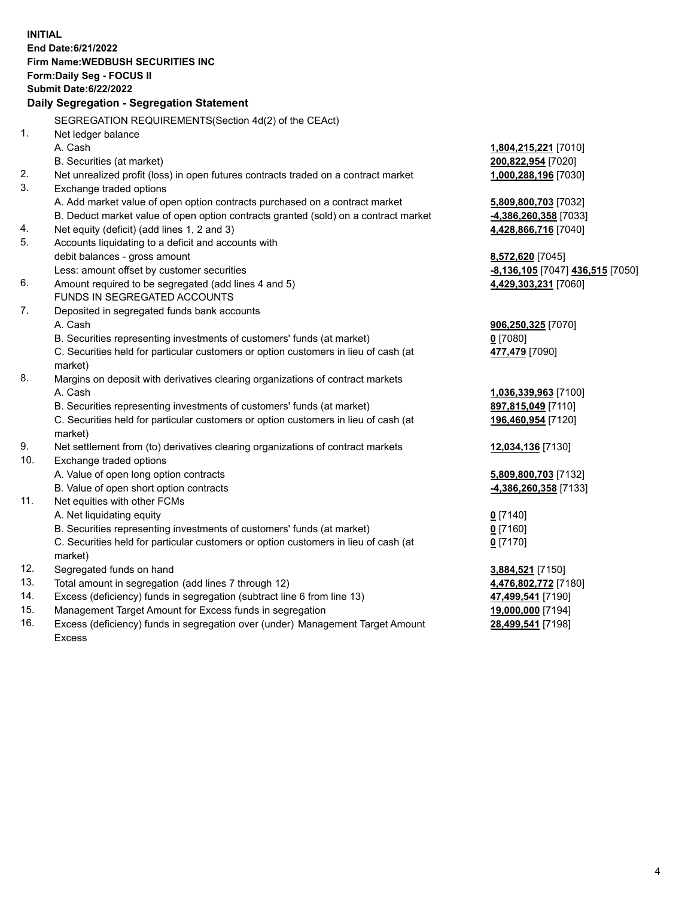**INITIAL**
**End Date:6/21/2022**
**Firm Name:WEDBUSH SECURITIES INC**
**Form:Daily Seg - FOCUS II**
**Submit Date:6/22/2022**

## Daily Segregation - Segregation Statement

SEGREGATION REQUIREMENTS(Section 4d(2) of the CEAct)

| | | |
|---|---|---|
| 1. | Net ledger balance | |
| | A. Cash | **1,804,215,221** [7010] |
| | B. Securities (at market) | **200,822,954** [7020] |
| 2. | Net unrealized profit (loss) in open futures contracts traded on a contract market | **1,000,288,196** [7030] |
| 3. | Exchange traded options | |
| | A. Add market value of open option contracts purchased on a contract market | **5,809,800,703** [7032] |
| | B. Deduct market value of open option contracts granted (sold) on a contract market | **-4,386,260,358** [7033] |
| 4. | Net equity (deficit) (add lines 1, 2 and 3) | **4,428,866,716** [7040] |
| 5. | Accounts liquidating to a deficit and accounts with | |
| | debit balances - gross amount | **8,572,620** [7045] |
| | Less: amount offset by customer securities | **-8,136,105** [7047] **436,515** [7050] |
| 6. | Amount required to be segregated (add lines 4 and 5) | **4,429,303,231** [7060] |
| | FUNDS IN SEGREGATED ACCOUNTS | |
| 7. | Deposited in segregated funds bank accounts | |
| | A. Cash | **906,250,325** [7070] |
| | B. Securities representing investments of customers' funds (at market) | **0** [7080] |
| | C. Securities held for particular customers or option customers in lieu of cash (at market) | **477,479** [7090] |
| 8. | Margins on deposit with derivatives clearing organizations of contract markets | |
| | A. Cash | **1,036,339,963** [7100] |
| | B. Securities representing investments of customers' funds (at market) | **897,815,049** [7110] |
| | C. Securities held for particular customers or option customers in lieu of cash (at market) | **196,460,954** [7120] |
| 9. | Net settlement from (to) derivatives clearing organizations of contract markets | **12,034,136** [7130] |
| 10. | Exchange traded options | |
| | A. Value of open long option contracts | **5,809,800,703** [7132] |
| | B. Value of open short option contracts | **-4,386,260,358** [7133] |
| 11. | Net equities with other FCMs | |
| | A. Net liquidating equity | **0** [7140] |
| | B. Securities representing investments of customers' funds (at market) | **0** [7160] |
| | C. Securities held for particular customers or option customers in lieu of cash (at market) | **0** [7170] |
| 12. | Segregated funds on hand | **3,884,521** [7150] |
| 13. | Total amount in segregation (add lines 7 through 12) | **4,476,802,772** [7180] |
| 14. | Excess (deficiency) funds in segregation (subtract line 6 from line 13) | **47,499,541** [7190] |
| 15. | Management Target Amount for Excess funds in segregation | **19,000,000** [7194] |
| 16. | Excess (deficiency) funds in segregation over (under) Management Target Amount Excess | **28,499,541** [7198] |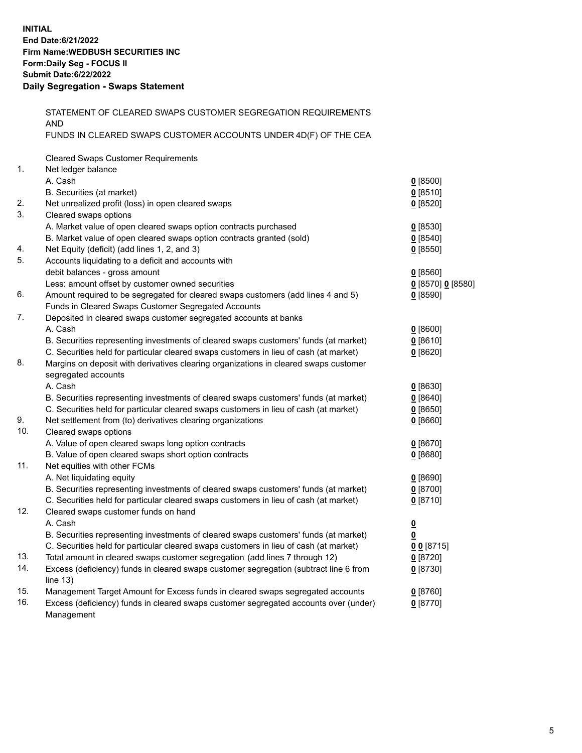**INITIAL**
**End Date:6/21/2022**
**Firm Name:WEDBUSH SECURITIES INC**
**Form:Daily Seg - FOCUS II**
**Submit Date:6/22/2022**
**Daily Segregation - Swaps Statement**

STATEMENT OF CLEARED SWAPS CUSTOMER SEGREGATION REQUIREMENTS AND
FUNDS IN CLEARED SWAPS CUSTOMER ACCOUNTS UNDER 4D(F) OF THE CEA

| | | |
|---|---|---|
| | Cleared Swaps Customer Requirements | |
| 1. | Net ledger balance | |
| | A. Cash | 0 [8500] |
| | B. Securities (at market) | 0 [8510] |
| 2. | Net unrealized profit (loss) in open cleared swaps | 0 [8520] |
| 3. | Cleared swaps options | |
| | A. Market value of open cleared swaps option contracts purchased | 0 [8530] |
| | B. Market value of open cleared swaps option contracts granted (sold) | 0 [8540] |
| 4. | Net Equity (deficit) (add lines 1, 2, and 3) | 0 [8550] |
| 5. | Accounts liquidating to a deficit and accounts with | |
| | debit balances - gross amount | 0 [8560] |
| | Less: amount offset by customer owned securities | 0 [8570] 0 [8580] |
| 6. | Amount required to be segregated for cleared swaps customers (add lines 4 and 5) | 0 [8590] |
| | Funds in Cleared Swaps Customer Segregated Accounts | |
| 7. | Deposited in cleared swaps customer segregated accounts at banks | |
| | A. Cash | 0 [8600] |
| | B. Securities representing investments of cleared swaps customers' funds (at market) | 0 [8610] |
| | C. Securities held for particular cleared swaps customers in lieu of cash (at market) | 0 [8620] |
| 8. | Margins on deposit with derivatives clearing organizations in cleared swaps customer segregated accounts | |
| | A. Cash | 0 [8630] |
| | B. Securities representing investments of cleared swaps customers' funds (at market) | 0 [8640] |
| | C. Securities held for particular cleared swaps customers in lieu of cash (at market) | 0 [8650] |
| 9. | Net settlement from (to) derivatives clearing organizations | 0 [8660] |
| 10. | Cleared swaps options | |
| | A. Value of open cleared swaps long option contracts | 0 [8670] |
| | B. Value of open cleared swaps short option contracts | 0 [8680] |
| 11. | Net equities with other FCMs | |
| | A. Net liquidating equity | 0 [8690] |
| | B. Securities representing investments of cleared swaps customers' funds (at market) | 0 [8700] |
| | C. Securities held for particular cleared swaps customers in lieu of cash (at market) | 0 [8710] |
| 12. | Cleared swaps customer funds on hand | |
| | A. Cash | 0 |
| | B. Securities representing investments of cleared swaps customers' funds (at market) | 0 |
| | C. Securities held for particular cleared swaps customers in lieu of cash (at market) | 0 0 [8715] |
| 13. | Total amount in cleared swaps customer segregation (add lines 7 through 12) | 0 [8720] |
| 14. | Excess (deficiency) funds in cleared swaps customer segregation (subtract line 6 from line 13) | 0 [8730] |
| 15. | Management Target Amount for Excess funds in cleared swaps segregated accounts | 0 [8760] |
| 16. | Excess (deficiency) funds in cleared swaps customer segregated accounts over (under) Management | 0 [8770] |